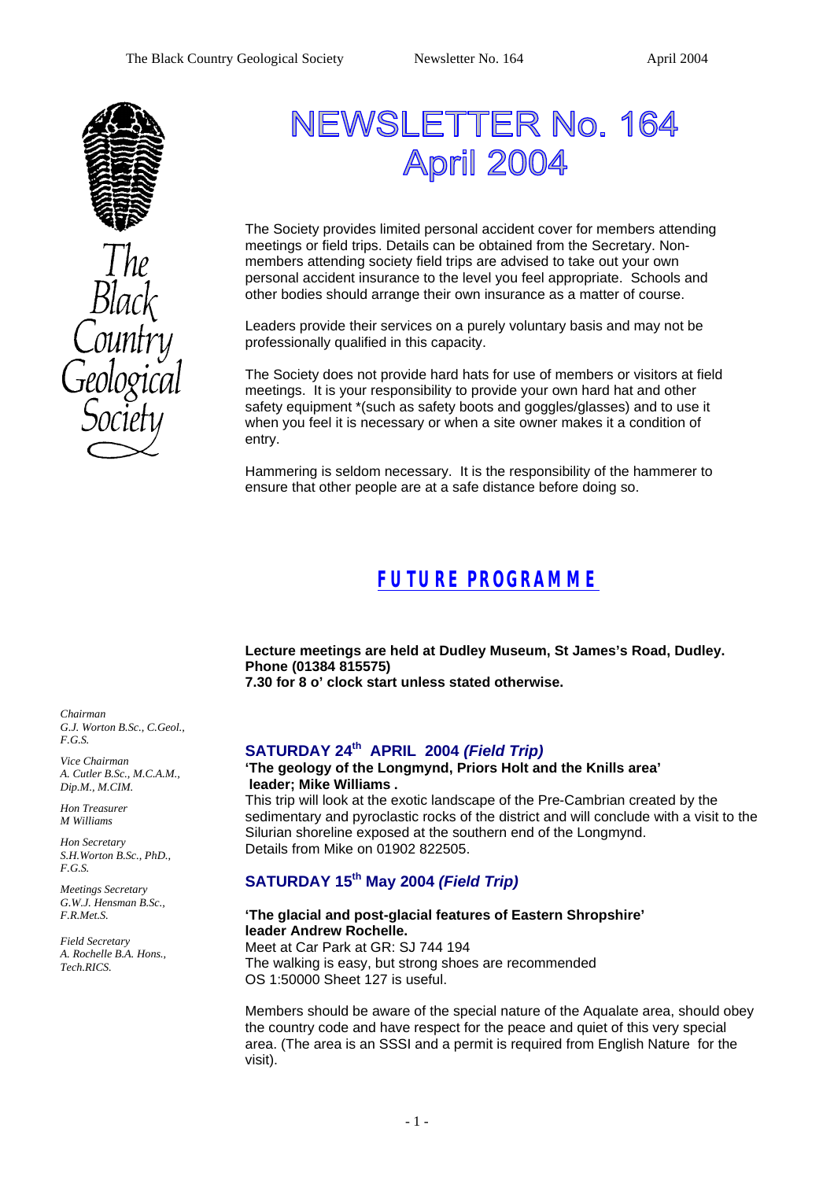# NEWSLETTER No. 164
# April 2004

The Black Country Geological Society

The Society provides limited personal accident cover for members attending meetings or field trips. Details can be obtained from the Secretary. Non-members attending society field trips are advised to take out your own personal accident insurance to the level you feel appropriate. Schools and other bodies should arrange their own insurance as a matter of course.

Leaders provide their services on a purely voluntary basis and may not be professionally qualified in this capacity.

The Society does not provide hard hats for use of members or visitors at field meetings. It is your responsibility to provide your own hard hat and other safety equipment *(such as safety boots and goggles/glasses) and to use it when you feel it is necessary or when a site owner makes it a condition of entry.

Hammering is seldom necessary. It is the responsibility of the hammerer to ensure that other people are at a safe distance before doing so.

*Chairman*
*G.J. Worton B.Sc., C.Geol., F.G.S.*

*Vice Chairman*
*A. Cutler B.Sc., M.C.A.M., Dip.M., M.CIM.*

*Hon Treasurer*
*M Williams*

*Hon Secretary*
*S.H.Worton B.Sc., PhD., F.G.S.*

*Meetings Secretary*
*G.W.J. Hensman B.Sc., F.R.Met.S.*

*Field Secretary*
*A. Rochelle B.A. Hons., Tech.RICS.*

## FUTURE PROGRAMME

**Lecture meetings are held at Dudley Museum, St James's Road, Dudley.**
**Phone (01384 815575)**
**7.30 for 8 o' clock start unless stated otherwise.**

### SATURDAY 24th APRIL 2004 *(Field Trip)*

**'The geology of the Longmynd, Priors Holt and the Knills area'**
**leader; Mike Williams .**

This trip will look at the exotic landscape of the Pre-Cambrian created by the sedimentary and pyroclastic rocks of the district and will conclude with a visit to the Silurian shoreline exposed at the southern end of the Longmynd.
Details from Mike on 01902 822505.

### SATURDAY 15th May 2004 *(Field Trip)*

**'The glacial and post-glacial features of Eastern Shropshire'**
**leader Andrew Rochelle.**

Meet at Car Park at GR: SJ 744 194
The walking is easy, but strong shoes are recommended
OS 1:50000 Sheet 127 is useful.

Members should be aware of the special nature of the Aqualate area, should obey the country code and have respect for the peace and quiet of this very special area. (The area is an SSSI and a permit is required from English Nature for the visit).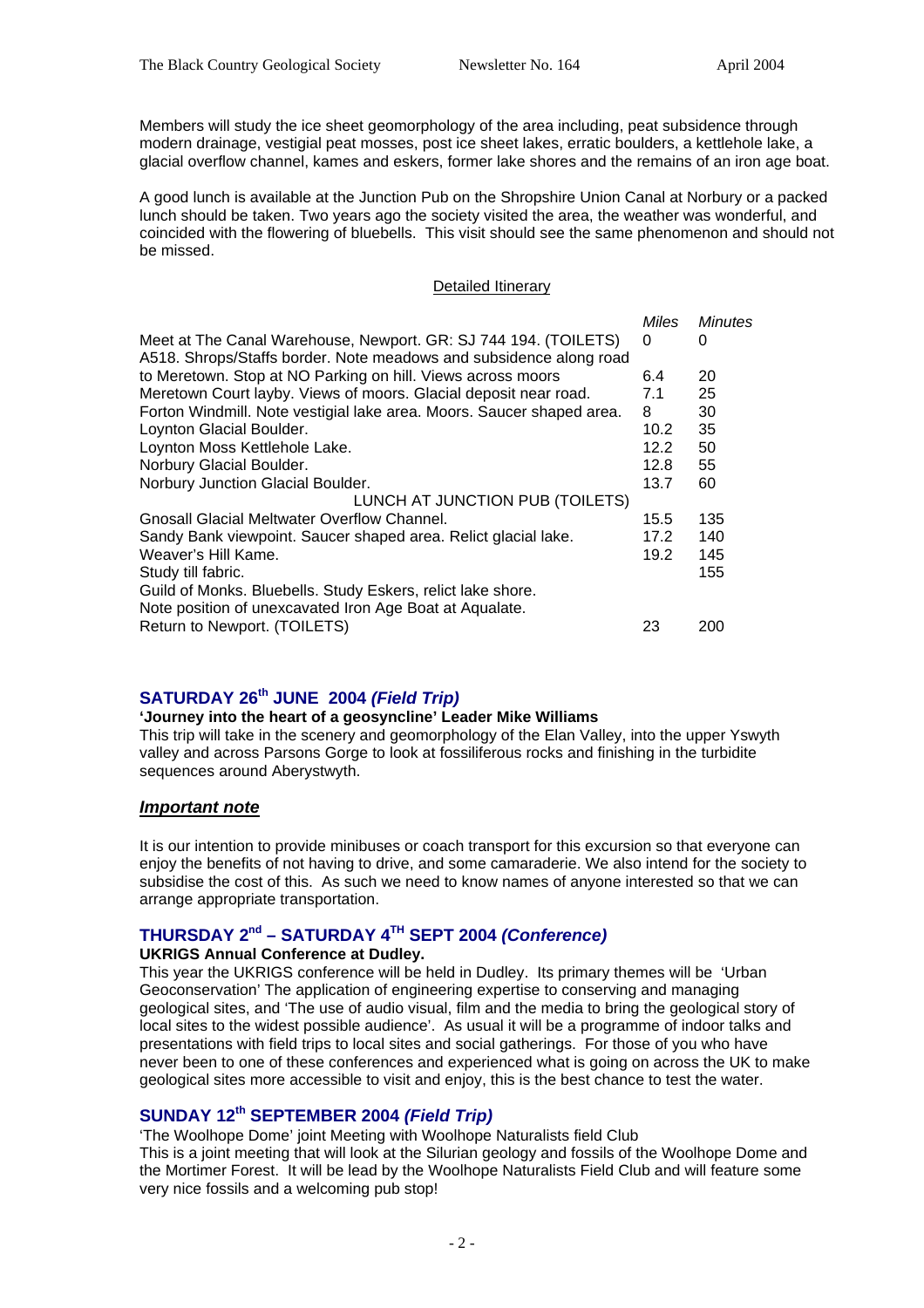Members will study the ice sheet geomorphology of the area including, peat subsidence through modern drainage, vestigial peat mosses, post ice sheet lakes, erratic boulders, a kettlehole lake, a glacial overflow channel, kames and eskers, former lake shores and the remains of an iron age boat.

A good lunch is available at the Junction Pub on the Shropshire Union Canal at Norbury or a packed lunch should be taken. Two years ago the society visited the area, the weather was wonderful, and coincided with the flowering of bluebells. This visit should see the same phenomenon and should not be missed.

<u>Detailed Itinerary</u>

| | *Miles* | *Minutes* |
|---|---|---|
| Meet at The Canal Warehouse, Newport. GR: SJ 744 194. (TOILETS) | 0 | 0 |
| A518. Shrops/Staffs border. Note meadows and subsidence along road to Meretown. Stop at NO Parking on hill. Views across moors | 6.4 | 20 |
| Meretown Court layby. Views of moors. Glacial deposit near road. | 7.1 | 25 |
| Forton Windmill. Note vestigial lake area. Moors. Saucer shaped area. | 8 | 30 |
| Loynton Glacial Boulder. | 10.2 | 35 |
| Loynton Moss Kettlehole Lake. | 12.2 | 50 |
| Norbury Glacial Boulder. | 12.8 | 55 |
| Norbury Junction Glacial Boulder. | 13.7 | 60 |
| LUNCH AT JUNCTION PUB (TOILETS) | | |
| Gnosall Glacial Meltwater Overflow Channel. | 15.5 | 135 |
| Sandy Bank viewpoint. Saucer shaped area. Relict glacial lake. | 17.2 | 140 |
| Weaver's Hill Kame. | 19.2 | 145 |
| Study till fabric. | | 155 |
| Guild of Monks. Bluebells. Study Eskers, relict lake shore. Note position of unexcavated Iron Age Boat at Aqualate. | | |
| Return to Newport. (TOILETS) | 23 | 200 |

## SATURDAY 26th JUNE 2004 *(Field Trip)*

**'Journey into the heart of a geosyncline' Leader Mike Williams**

This trip will take in the scenery and geomorphology of the Elan Valley, into the upper Yswyth valley and across Parsons Gorge to look at fossiliferous rocks and finishing in the turbidite sequences around Aberystwyth.

### ***<u>Important note</u>***

It is our intention to provide minibuses or coach transport for this excursion so that everyone can enjoy the benefits of not having to drive, and some camaraderie. We also intend for the society to subsidise the cost of this. As such we need to know names of anyone interested so that we can arrange appropriate transportation.

## THURSDAY 2nd – SATURDAY 4TH SEPT 2004 *(Conference)*

**UKRIGS Annual Conference at Dudley.**

This year the UKRIGS conference will be held in Dudley. Its primary themes will be 'Urban Geoconservation' The application of engineering expertise to conserving and managing geological sites, and 'The use of audio visual, film and the media to bring the geological story of local sites to the widest possible audience'. As usual it will be a programme of indoor talks and presentations with field trips to local sites and social gatherings. For those of you who have never been to one of these conferences and experienced what is going on across the UK to make geological sites more accessible to visit and enjoy, this is the best chance to test the water.

## SUNDAY 12th SEPTEMBER 2004 *(Field Trip)*

'The Woolhope Dome' joint Meeting with Woolhope Naturalists field Club

This is a joint meeting that will look at the Silurian geology and fossils of the Woolhope Dome and the Mortimer Forest. It will be lead by the Woolhope Naturalists Field Club and will feature some very nice fossils and a welcoming pub stop!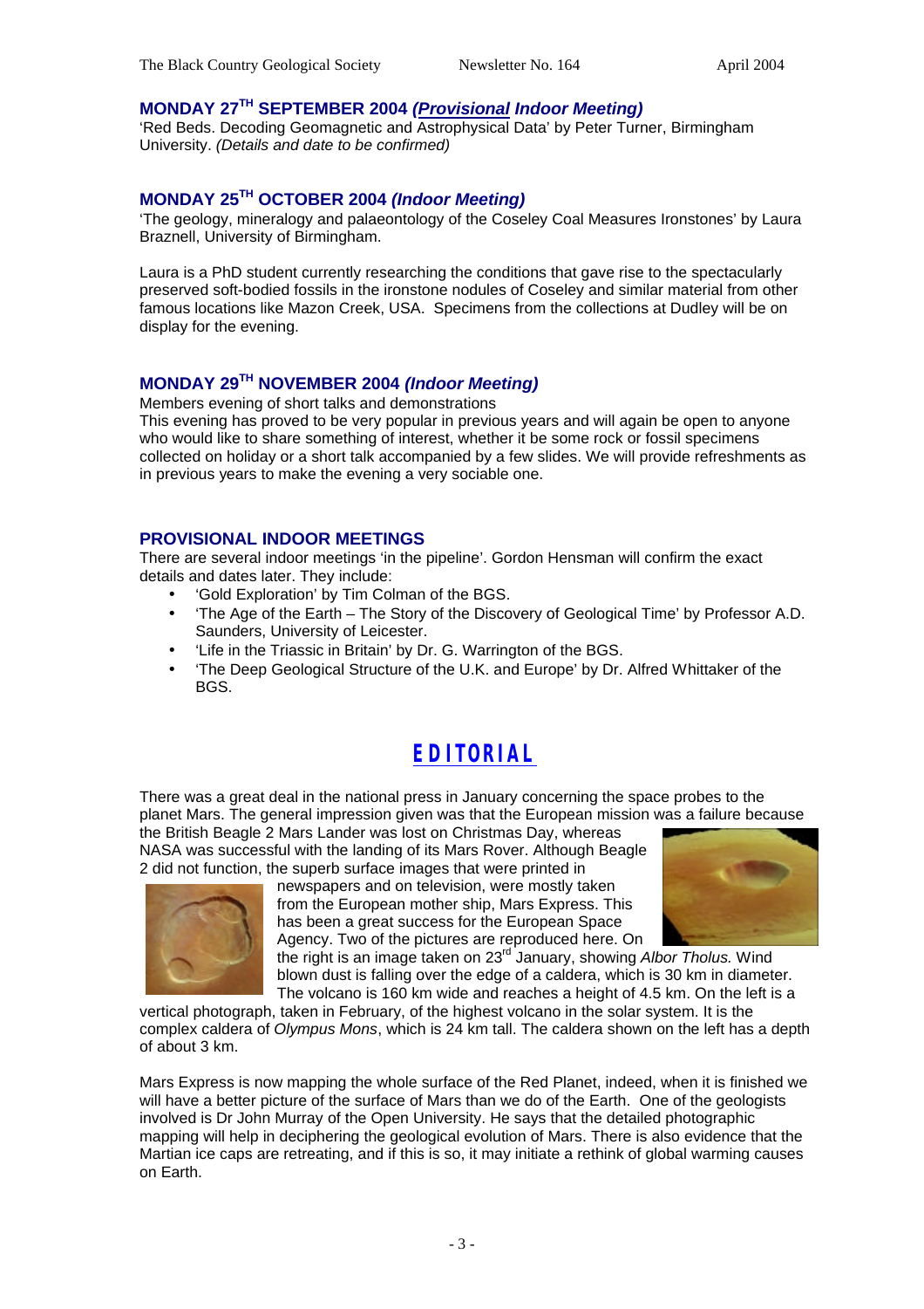### MONDAY 27TH SEPTEMBER 2004 *(Provisional Indoor Meeting)*

'Red Beds. Decoding Geomagnetic and Astrophysical Data' by Peter Turner, Birmingham University. *(Details and date to be confirmed)*

### MONDAY 25TH OCTOBER 2004 *(Indoor Meeting)*

'The geology, mineralogy and palaeontology of the Coseley Coal Measures Ironstones' by Laura Braznell, University of Birmingham.

Laura is a PhD student currently researching the conditions that gave rise to the spectacularly preserved soft-bodied fossils in the ironstone nodules of Coseley and similar material from other famous locations like Mazon Creek, USA. Specimens from the collections at Dudley will be on display for the evening.

### MONDAY 29TH NOVEMBER 2004 *(Indoor Meeting)*

Members evening of short talks and demonstrations

This evening has proved to be very popular in previous years and will again be open to anyone who would like to share something of interest, whether it be some rock or fossil specimens collected on holiday or a short talk accompanied by a few slides. We will provide refreshments as in previous years to make the evening a very sociable one.

### PROVISIONAL INDOOR MEETINGS

There are several indoor meetings 'in the pipeline'. Gordon Hensman will confirm the exact details and dates later. They include:

- 'Gold Exploration' by Tim Colman of the BGS.
- 'The Age of the Earth – The Story of the Discovery of Geological Time' by Professor A.D. Saunders, University of Leicester.
- 'Life in the Triassic in Britain' by Dr. G. Warrington of the BGS.
- 'The Deep Geological Structure of the U.K. and Europe' by Dr. Alfred Whittaker of the BGS.

## EDITORIAL

There was a great deal in the national press in January concerning the space probes to the planet Mars. The general impression given was that the European mission was a failure because the British Beagle 2 Mars Lander was lost on Christmas Day, whereas NASA was successful with the landing of its Mars Rover. Although Beagle 2 did not function, the superb surface images that were printed in newspapers and on television, were mostly taken from the European mother ship, Mars Express. This has been a great success for the European Space Agency. Two of the pictures are reproduced here. On the right is an image taken on 23rd January, showing *Albor Tholus.* Wind blown dust is falling over the edge of a caldera, which is 30 km in diameter. The volcano is 160 km wide and reaches a height of 4.5 km. On the left is a vertical photograph, taken in February, of the highest volcano in the solar system. It is the complex caldera of *Olympus Mons*, which is 24 km tall. The caldera shown on the left has a depth of about 3 km.

Mars Express is now mapping the whole surface of the Red Planet, indeed, when it is finished we will have a better picture of the surface of Mars than we do of the Earth. One of the geologists involved is Dr John Murray of the Open University. He says that the detailed photographic mapping will help in deciphering the geological evolution of Mars. There is also evidence that the Martian ice caps are retreating, and if this is so, it may initiate a rethink of global warming causes on Earth.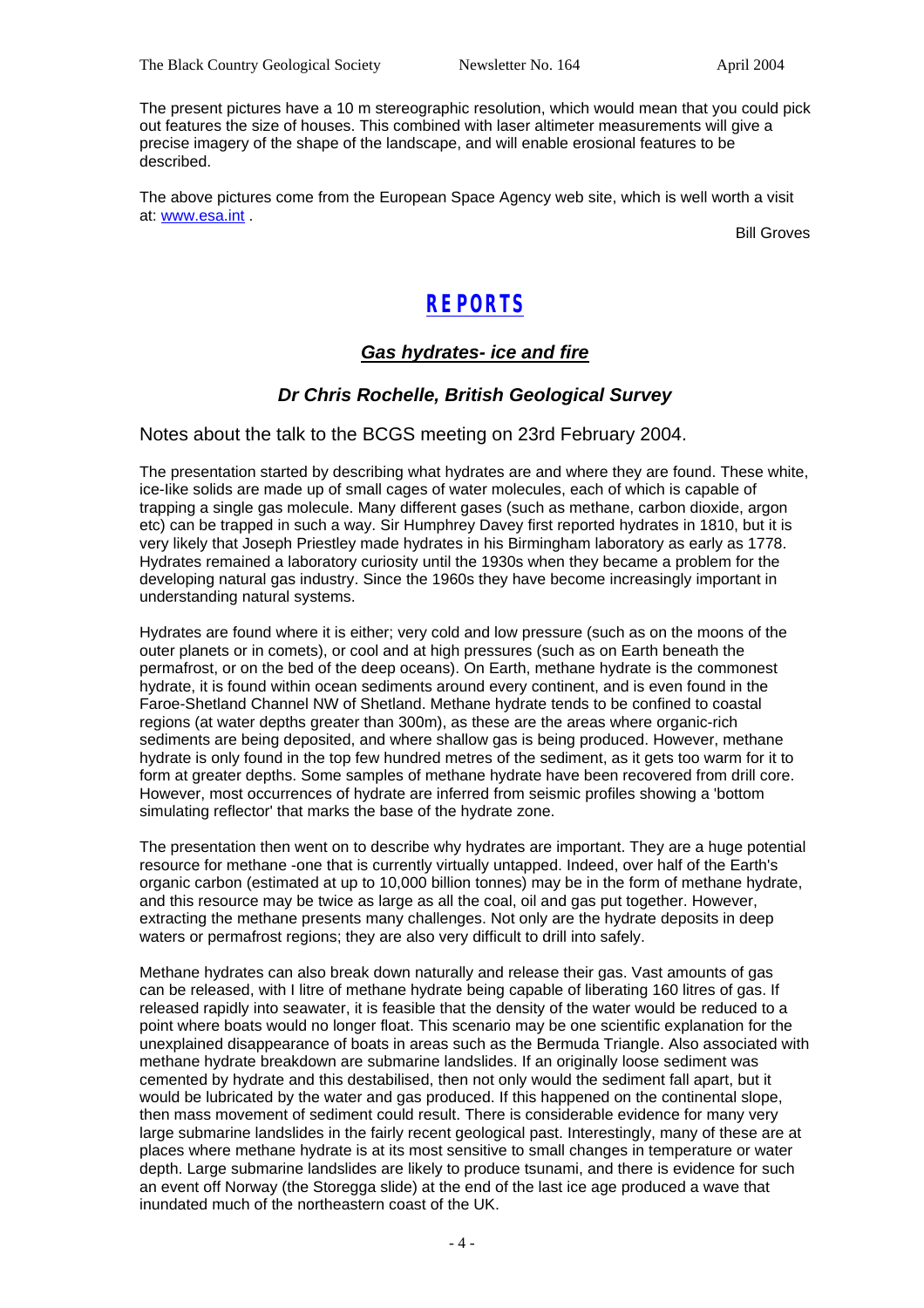The present pictures have a 10 m stereographic resolution, which would mean that you could pick out features the size of houses. This combined with laser altimeter measurements will give a precise imagery of the shape of the landscape, and will enable erosional features to be described.

The above pictures come from the European Space Agency web site, which is well worth a visit at: [www.esa.int](http://www.esa.int) .

Bill Groves

# REPORTS

## *Gas hydrates- ice and fire*

### *Dr Chris Rochelle, British Geological Survey*

Notes about the talk to the BCGS meeting on 23rd February 2004.

The presentation started by describing what hydrates are and where they are found. These white, ice-like solids are made up of small cages of water molecules, each of which is capable of trapping a single gas molecule. Many different gases (such as methane, carbon dioxide, argon etc) can be trapped in such a way. Sir Humphrey Davey first reported hydrates in 1810, but it is very likely that Joseph Priestley made hydrates in his Birmingham laboratory as early as 1778. Hydrates remained a laboratory curiosity until the 1930s when they became a problem for the developing natural gas industry. Since the 1960s they have become increasingly important in understanding natural systems.

Hydrates are found where it is either; very cold and low pressure (such as on the moons of the outer planets or in comets), or cool and at high pressures (such as on Earth beneath the permafrost, or on the bed of the deep oceans). On Earth, methane hydrate is the commonest hydrate, it is found within ocean sediments around every continent, and is even found in the Faroe-Shetland Channel NW of Shetland. Methane hydrate tends to be confined to coastal regions (at water depths greater than 300m), as these are the areas where organic-rich sediments are being deposited, and where shallow gas is being produced. However, methane hydrate is only found in the top few hundred metres of the sediment, as it gets too warm for it to form at greater depths. Some samples of methane hydrate have been recovered from drill core. However, most occurrences of hydrate are inferred from seismic profiles showing a 'bottom simulating reflector' that marks the base of the hydrate zone.

The presentation then went on to describe why hydrates are important. They are a huge potential resource for methane -one that is currently virtually untapped. Indeed, over half of the Earth's organic carbon (estimated at up to 10,000 billion tonnes) may be in the form of methane hydrate, and this resource may be twice as large as all the coal, oil and gas put together. However, extracting the methane presents many challenges. Not only are the hydrate deposits in deep waters or permafrost regions; they are also very difficult to drill into safely.

Methane hydrates can also break down naturally and release their gas. Vast amounts of gas can be released, with I litre of methane hydrate being capable of liberating 160 litres of gas. If released rapidly into seawater, it is feasible that the density of the water would be reduced to a point where boats would no longer float. This scenario may be one scientific explanation for the unexplained disappearance of boats in areas such as the Bermuda Triangle. Also associated with methane hydrate breakdown are submarine landslides. If an originally loose sediment was cemented by hydrate and this destabilised, then not only would the sediment fall apart, but it would be lubricated by the water and gas produced. If this happened on the continental slope, then mass movement of sediment could result. There is considerable evidence for many very large submarine landslides in the fairly recent geological past. Interestingly, many of these are at places where methane hydrate is at its most sensitive to small changes in temperature or water depth. Large submarine landslides are likely to produce tsunami, and there is evidence for such an event off Norway (the Storegga slide) at the end of the last ice age produced a wave that inundated much of the northeastern coast of the UK.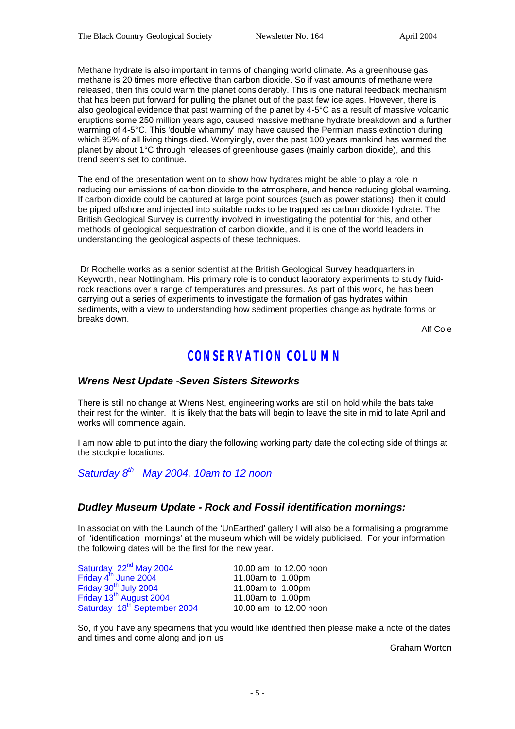Methane hydrate is also important in terms of changing world climate. As a greenhouse gas, methane is 20 times more effective than carbon dioxide. So if vast amounts of methane were released, then this could warm the planet considerably. This is one natural feedback mechanism that has been put forward for pulling the planet out of the past few ice ages. However, there is also geological evidence that past warming of the planet by 4-5°C as a result of massive volcanic eruptions some 250 million years ago, caused massive methane hydrate breakdown and a further warming of 4-5°C. This 'double whammy' may have caused the Permian mass extinction during which 95% of all living things died. Worryingly, over the past 100 years mankind has warmed the planet by about 1°C through releases of greenhouse gases (mainly carbon dioxide), and this trend seems set to continue.

The end of the presentation went on to show how hydrates might be able to play a role in reducing our emissions of carbon dioxide to the atmosphere, and hence reducing global warming. If carbon dioxide could be captured at large point sources (such as power stations), then it could be piped offshore and injected into suitable rocks to be trapped as carbon dioxide hydrate. The British Geological Survey is currently involved in investigating the potential for this, and other methods of geological sequestration of carbon dioxide, and it is one of the world leaders in understanding the geological aspects of these techniques.

Dr Rochelle works as a senior scientist at the British Geological Survey headquarters in Keyworth, near Nottingham. His primary role is to conduct laboratory experiments to study fluid-rock reactions over a range of temperatures and pressures. As part of this work, he has been carrying out a series of experiments to investigate the formation of gas hydrates within sediments, with a view to understanding how sediment properties change as hydrate forms or breaks down.

Alf Cole

## CONSERVATION COLUMN

### *Wrens Nest Update -Seven Sisters Siteworks*

There is still no change at Wrens Nest, engineering works are still on hold while the bats take their rest for the winter. It is likely that the bats will begin to leave the site in mid to late April and works will commence again.

I am now able to put into the diary the following working party date the collecting side of things at the stockpile locations.

*Saturday 8th May 2004, 10am to 12 noon*

### *Dudley Museum Update - Rock and Fossil identification mornings:*

In association with the Launch of the 'UnEarthed' gallery I will also be a formalising a programme of 'identification mornings' at the museum which will be widely publicised. For your information the following dates will be the first for the new year.

| | |
|---|---|
| Saturday 22nd May 2004 | 10.00 am to 12.00 noon |
| Friday 4th June 2004 | 11.00am to 1.00pm |
| Friday 30th July 2004 | 11.00am to 1.00pm |
| Friday 13th August 2004 | 11.00am to 1.00pm |
| Saturday 18th September 2004 | 10.00 am to 12.00 noon |

So, if you have any specimens that you would like identified then please make a note of the dates and times and come along and join us

Graham Worton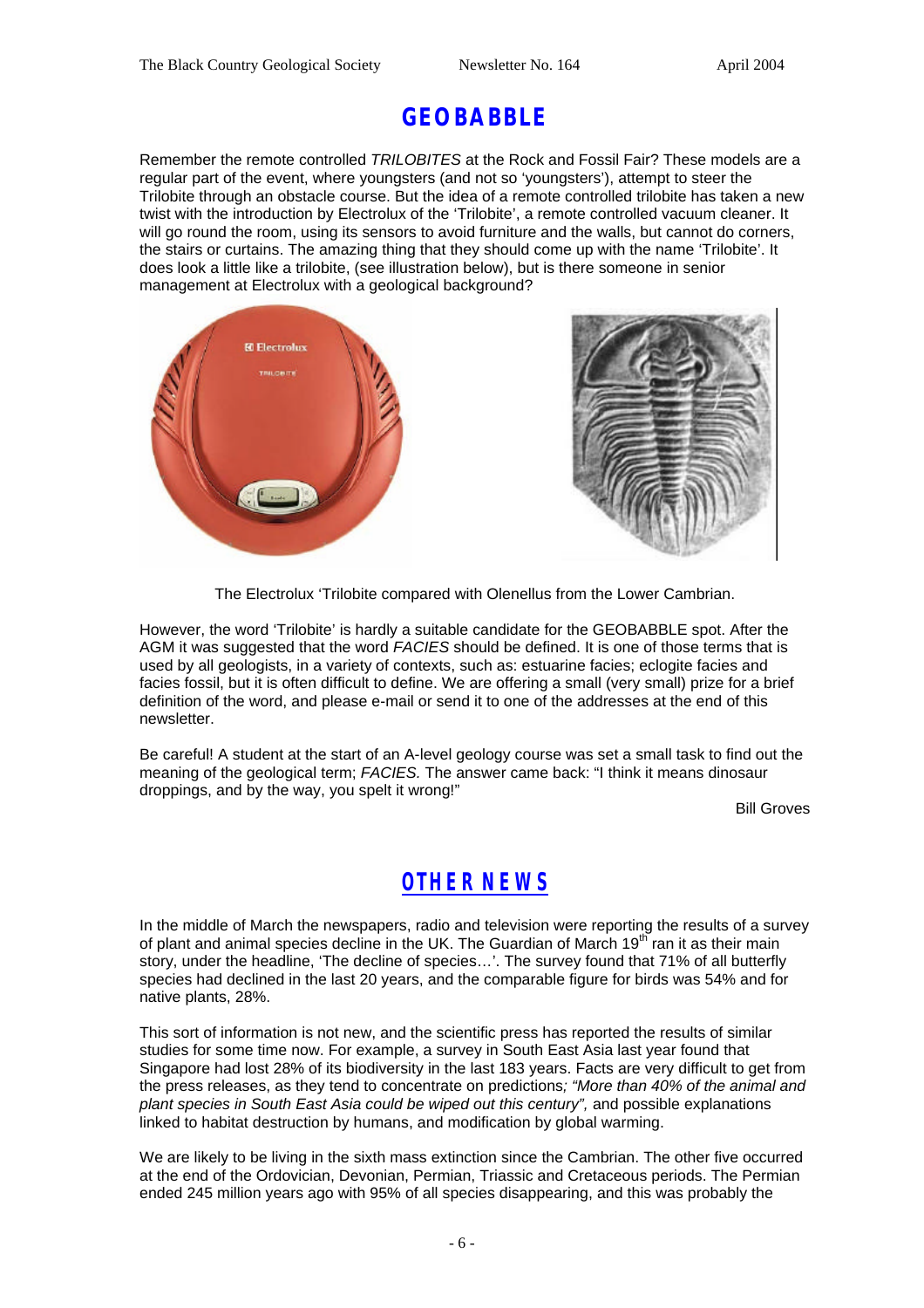# GEOBABBLE

Remember the remote controlled *TRILOBITES* at the Rock and Fossil Fair? These models are a regular part of the event, where youngsters (and not so 'youngsters'), attempt to steer the Trilobite through an obstacle course. But the idea of a remote controlled trilobite has taken a new twist with the introduction by Electrolux of the 'Trilobite', a remote controlled vacuum cleaner. It will go round the room, using its sensors to avoid furniture and the walls, but cannot do corners, the stairs or curtains. The amazing thing that they should come up with the name 'Trilobite'. It does look a little like a trilobite, (see illustration below), but is there someone in senior management at Electrolux with a geological background?

The Electrolux 'Trilobite compared with Olenellus from the Lower Cambrian.

However, the word 'Trilobite' is hardly a suitable candidate for the GEOBABBLE spot. After the AGM it was suggested that the word *FACIES* should be defined. It is one of those terms that is used by all geologists, in a variety of contexts, such as: estuarine facies; eclogite facies and facies fossil, but it is often difficult to define. We are offering a small (very small) prize for a brief definition of the word, and please e-mail or send it to one of the addresses at the end of this newsletter.

Be careful! A student at the start of an A-level geology course was set a small task to find out the meaning of the geological term; *FACIES.* The answer came back: "I think it means dinosaur droppings, and by the way, you spelt it wrong!"

Bill Groves

# OTHER NEWS

In the middle of March the newspapers, radio and television were reporting the results of a survey of plant and animal species decline in the UK. The Guardian of March 19th ran it as their main story, under the headline, 'The decline of species…'. The survey found that 71% of all butterfly species had declined in the last 20 years, and the comparable figure for birds was 54% and for native plants, 28%.

This sort of information is not new, and the scientific press has reported the results of similar studies for some time now. For example, a survey in South East Asia last year found that Singapore had lost 28% of its biodiversity in the last 183 years. Facts are very difficult to get from the press releases, as they tend to concentrate on predictions*; "More than 40% of the animal and plant species in South East Asia could be wiped out this century",* and possible explanations linked to habitat destruction by humans, and modification by global warming.

We are likely to be living in the sixth mass extinction since the Cambrian. The other five occurred at the end of the Ordovician, Devonian, Permian, Triassic and Cretaceous periods. The Permian ended 245 million years ago with 95% of all species disappearing, and this was probably the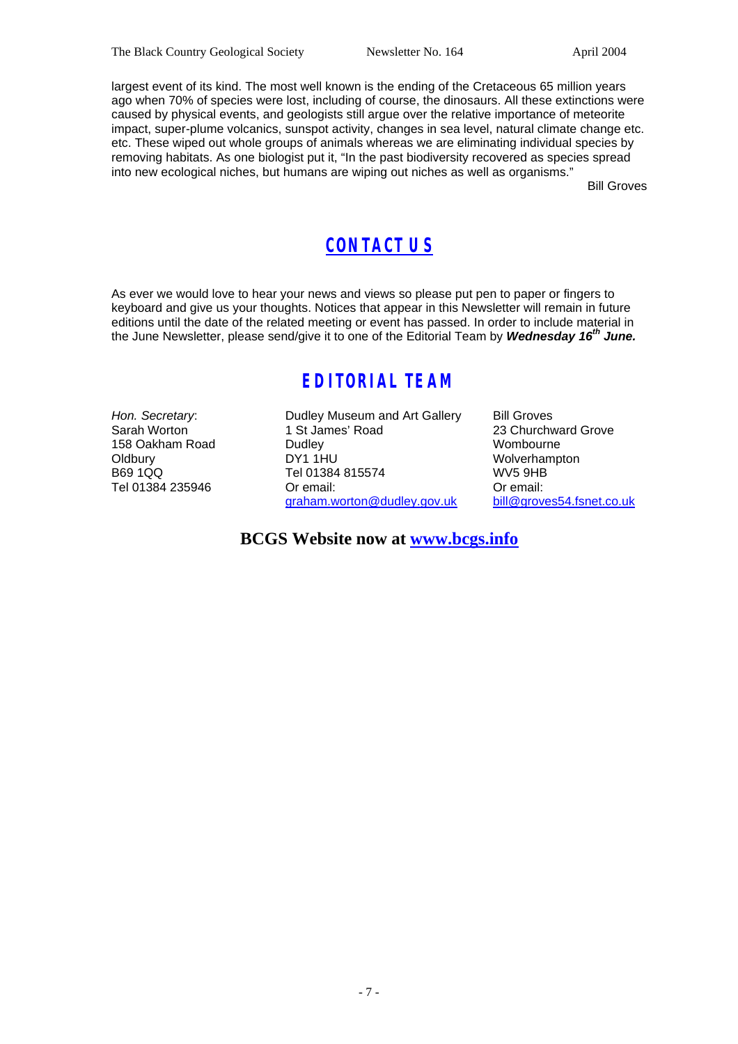largest event of its kind. The most well known is the ending of the Cretaceous 65 million years ago when 70% of species were lost, including of course, the dinosaurs. All these extinctions were caused by physical events, and geologists still argue over the relative importance of meteorite impact, super-plume volcanics, sunspot activity, changes in sea level, natural climate change etc. etc. These wiped out whole groups of animals whereas we are eliminating individual species by removing habitats. As one biologist put it, "In the past biodiversity recovered as species spread into new ecological niches, but humans are wiping out niches as well as organisms."

Bill Groves

## CONTACT US

As ever we would love to hear your news and views so please put pen to paper or fingers to keyboard and give us your thoughts. Notices that appear in this Newsletter will remain in future editions until the date of the related meeting or event has passed. In order to include material in the June Newsletter, please send/give it to one of the Editorial Team by ***Wednesday 16th June.***

## EDITORIAL TEAM

*Hon. Secretary*:
Sarah Worton
158 Oakham Road
Oldbury
B69 1QQ
Tel 01384 235946

Dudley Museum and Art Gallery
1 St James' Road
Dudley
DY1 1HU
Tel 01384 815574
Or email:
graham.worton@dudley.gov.uk

Bill Groves
23 Churchward Grove
Wombourne
Wolverhampton
WV5 9HB
Or email:
bill@groves54.fsnet.co.uk

**BCGS Website now at www.bcgs.info**